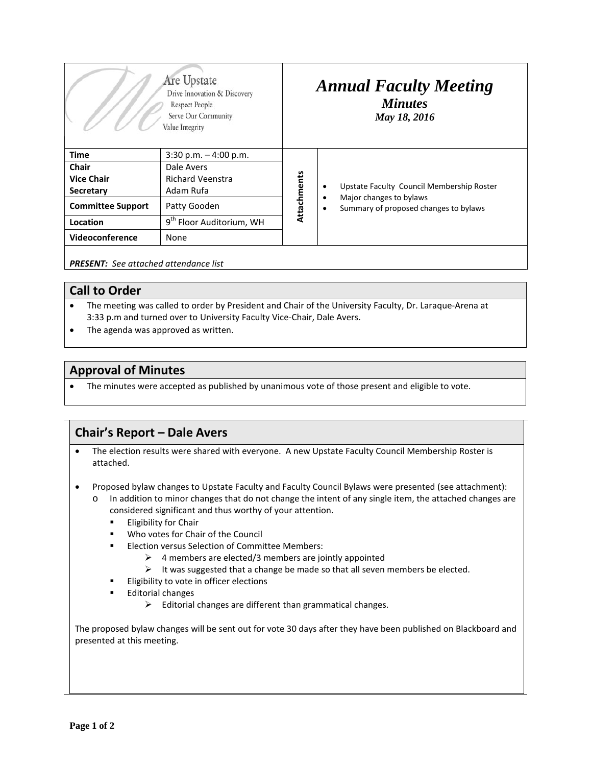We Are Upstate
Drive Innovation & Discovery
Respect People
Serve Our Community
Value Integrity

# *Annual Faculty Meeting*
## *Minutes*
*May 18, 2016*

| | | | |
|---|---|---|---|
| **Time** | 3:30 p.m. – 4:00 p.m. | **Attachments** | • Upstate Faculty Council Membership Roster<br>• Major changes to bylaws<br>• Summary of proposed changes to bylaws |
| **Chair**<br>**Vice Chair**<br>**Secretary** | Dale Avers<br>Richard Veenstra<br>Adam Rufa | | |
| **Committee Support** | Patty Gooden | | |
| **Location** | 9th Floor Auditorium, WH | | |
| **Videoconference** | None | | |

***PRESENT:*** *See attached attendance list*

## Call to Order

- The meeting was called to order by President and Chair of the University Faculty, Dr. Laraque-Arena at 3:33 p.m and turned over to University Faculty Vice-Chair, Dale Avers.
- The agenda was approved as written.

## Approval of Minutes

- The minutes were accepted as published by unanimous vote of those present and eligible to vote.

## Chair's Report – Dale Avers

- The election results were shared with everyone. A new Upstate Faculty Council Membership Roster is attached.
- Proposed bylaw changes to Upstate Faculty and Faculty Council Bylaws were presented (see attachment):
  - In addition to minor changes that do not change the intent of any single item, the attached changes are considered significant and thus worthy of your attention.
    - Eligibility for Chair
    - Who votes for Chair of the Council
    - Election versus Selection of Committee Members:
      - 4 members are elected/3 members are jointly appointed
      - It was suggested that a change be made so that all seven members be elected.
    - Eligibility to vote in officer elections
    - Editorial changes
      - Editorial changes are different than grammatical changes.

The proposed bylaw changes will be sent out for vote 30 days after they have been published on Blackboard and presented at this meeting.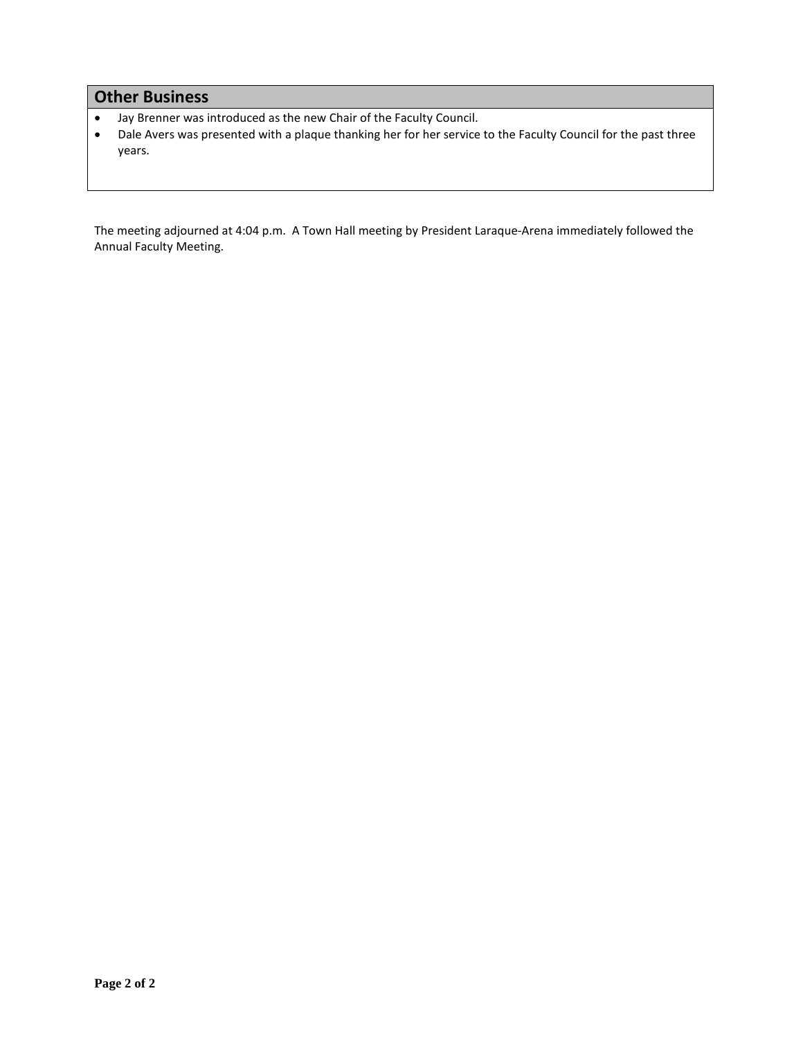## Other Business

- Jay Brenner was introduced as the new Chair of the Faculty Council.
- Dale Avers was presented with a plaque thanking her for her service to the Faculty Council for the past three years.

The meeting adjourned at 4:04 p.m. A Town Hall meeting by President Laraque-Arena immediately followed the Annual Faculty Meeting.